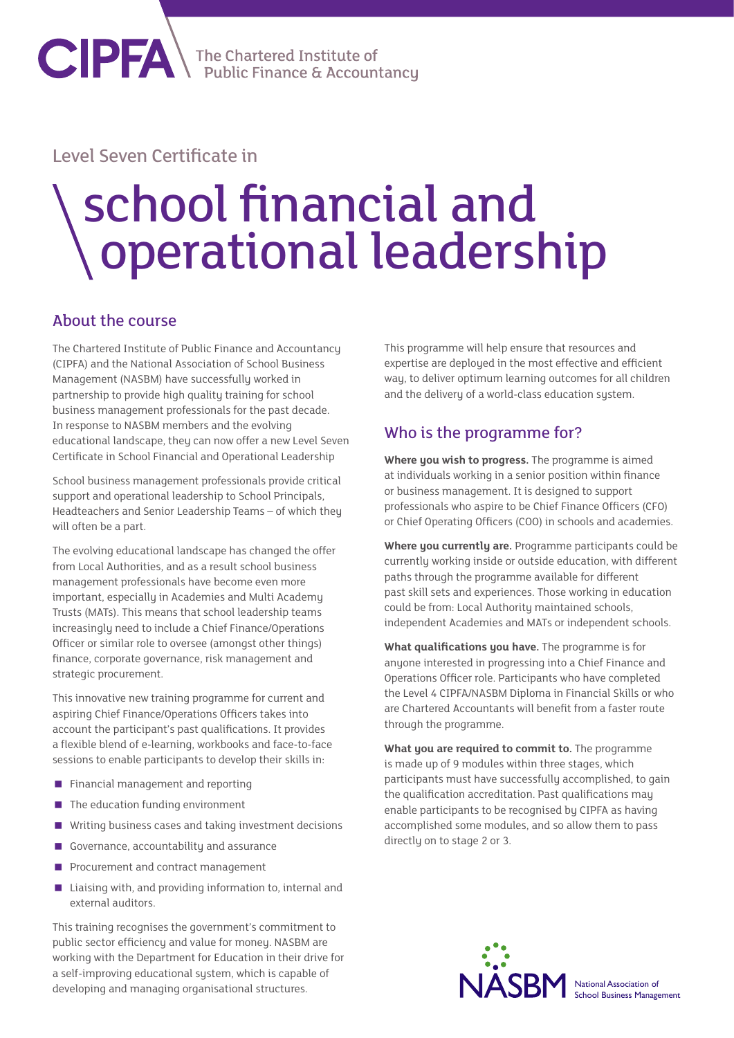CIPFA The Chartered Institute of Public Finance & Accountancy

Level Seven Certificate in

# school financial and operational leadership

## About the course

The Chartered Institute of Public Finance and Accountancy (CIPFA) and the National Association of School Business Management (NASBM) have successfully worked in partnership to provide high quality training for school business management professionals for the past decade. In response to NASBM members and the evolving educational landscape, they can now offer a new Level Seven Certificate in School Financial and Operational Leadership

School business management professionals provide critical support and operational leadership to School Principals, Headteachers and Senior Leadership Teams – of which they will often be a part.

The evolving educational landscape has changed the offer from Local Authorities, and as a result school business management professionals have become even more important, especially in Academies and Multi Academy Trusts (MATs). This means that school leadership teams increasingly need to include a Chief Finance/Operations Officer or similar role to oversee (amongst other things) finance, corporate governance, risk management and strategic procurement.

This innovative new training programme for current and aspiring Chief Finance/Operations Officers takes into account the participant's past qualifications. It provides a flexible blend of e-learning, workbooks and face-to-face sessions to enable participants to develop their skills in:

- Financial management and reporting
- The education funding environment
- Writing business cases and taking investment decisions
- Governance, accountability and assurance
- Procurement and contract management
- Liaising with, and providing information to, internal and external auditors.

This training recognises the government's commitment to public sector efficiency and value for money. NASBM are working with the Department for Education in their drive for a self-improving educational system, which is capable of developing and managing organisational structures.

This programme will help ensure that resources and expertise are deployed in the most effective and efficient way, to deliver optimum learning outcomes for all children and the delivery of a world-class education system.

## Who is the programme for?

**Where you wish to progress.** The programme is aimed at individuals working in a senior position within finance or business management. It is designed to support professionals who aspire to be Chief Finance Officers (CFO) or Chief Operating Officers (COO) in schools and academies.

**Where you currently are.** Programme participants could be currently working inside or outside education, with different paths through the programme available for different past skill sets and experiences. Those working in education could be from: Local Authority maintained schools, independent Academies and MATs or independent schools.

**What qualifications you have.** The programme is for anyone interested in progressing into a Chief Finance and Operations Officer role. Participants who have completed the Level 4 CIPFA/NASBM Diploma in Financial Skills or who are Chartered Accountants will benefit from a faster route through the programme.

**What you are required to commit to.** The programme is made up of 9 modules within three stages, which participants must have successfully accomplished, to gain the qualification accreditation. Past qualifications may enable participants to be recognised by CIPFA as having accomplished some modules, and so allow them to pass directly on to stage 2 or 3.

NASBM National Association of School Business Management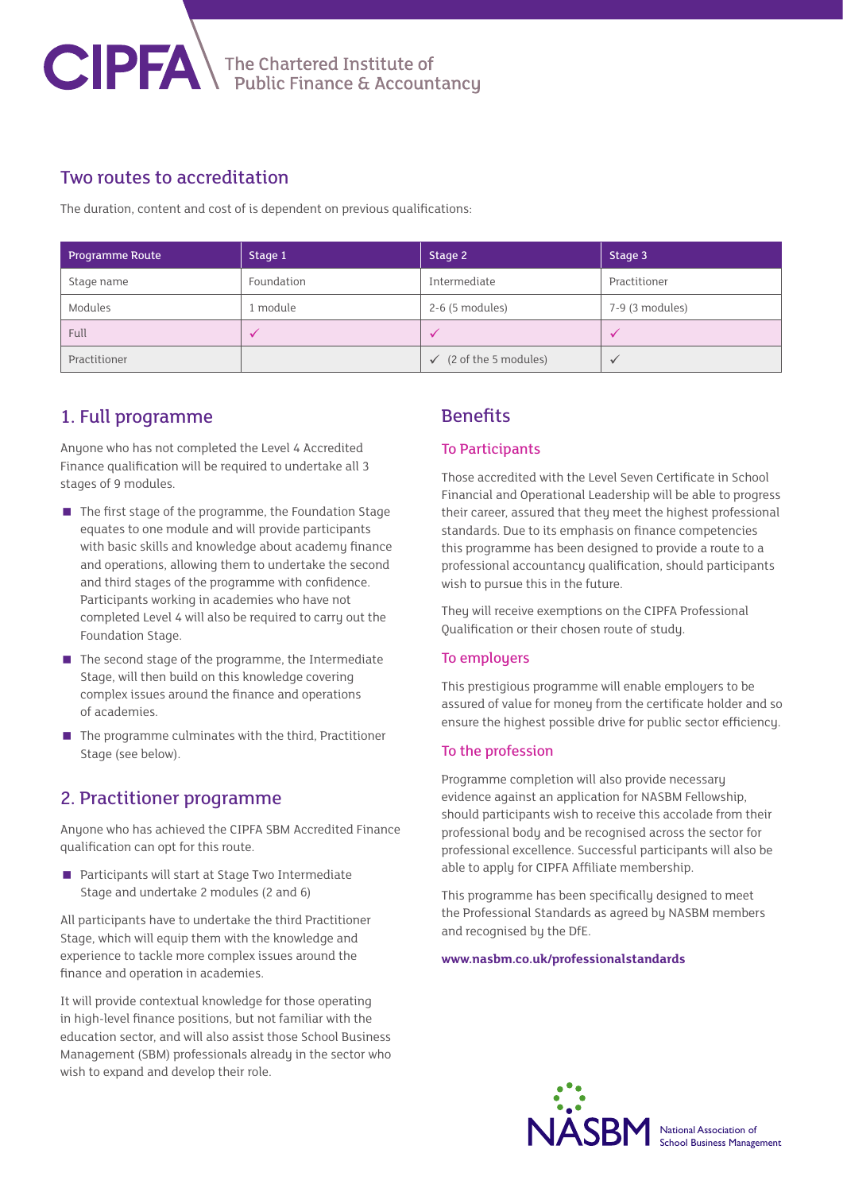## Two routes to accreditation

The duration, content and cost of is dependent on previous qualifications:

| Programme Route | Stage 1 | Stage 2 | Stage 3 |
|---|---|---|---|
| Stage name | Foundation | Intermediate | Practitioner |
| Modules | 1 module | 2-6 (5 modules) | 7-9 (3 modules) |
| Full | ✓ | ✓ | ✓ |
| Practitioner | | ✓ (2 of the 5 modules) | ✓ |

## 1. Full programme

Anyone who has not completed the Level 4 Accredited Finance qualification will be required to undertake all 3 stages of 9 modules.

- The first stage of the programme, the Foundation Stage equates to one module and will provide participants with basic skills and knowledge about academy finance and operations, allowing them to undertake the second and third stages of the programme with confidence. Participants working in academies who have not completed Level 4 will also be required to carry out the Foundation Stage.
- The second stage of the programme, the Intermediate Stage, will then build on this knowledge covering complex issues around the finance and operations of academies.
- The programme culminates with the third, Practitioner Stage (see below).

## 2. Practitioner programme

Anyone who has achieved the CIPFA SBM Accredited Finance qualification can opt for this route.

- Participants will start at Stage Two Intermediate Stage and undertake 2 modules (2 and 6)

All participants have to undertake the third Practitioner Stage, which will equip them with the knowledge and experience to tackle more complex issues around the finance and operation in academies.

It will provide contextual knowledge for those operating in high-level finance positions, but not familiar with the education sector, and will also assist those School Business Management (SBM) professionals already in the sector who wish to expand and develop their role.

## Benefits

### To Participants

Those accredited with the Level Seven Certificate in School Financial and Operational Leadership will be able to progress their career, assured that they meet the highest professional standards. Due to its emphasis on finance competencies this programme has been designed to provide a route to a professional accountancy qualification, should participants wish to pursue this in the future.

They will receive exemptions on the CIPFA Professional Qualification or their chosen route of study.

### To employers

This prestigious programme will enable employers to be assured of value for money from the certificate holder and so ensure the highest possible drive for public sector efficiency.

### To the profession

Programme completion will also provide necessary evidence against an application for NASBM Fellowship, should participants wish to receive this accolade from their professional body and be recognised across the sector for professional excellence. Successful participants will also be able to apply for CIPFA Affiliate membership.

This programme has been specifically designed to meet the Professional Standards as agreed by NASBM members and recognised by the DfE.

**www.nasbm.co.uk/professionalstandards**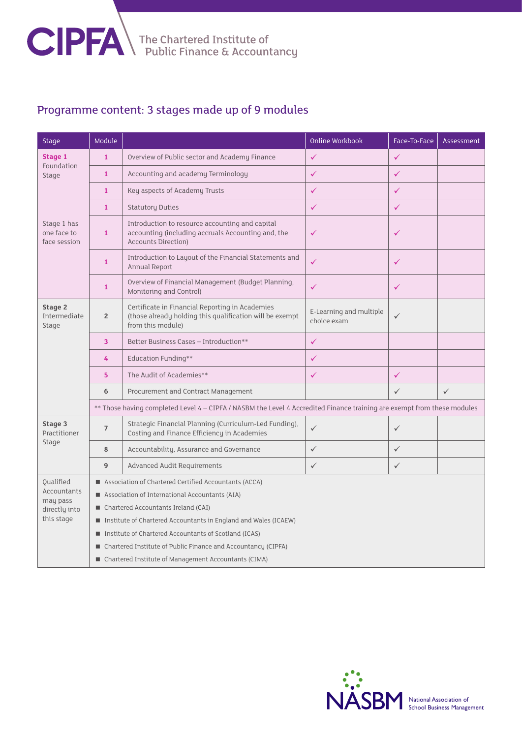## Programme content: 3 stages made up of 9 modules

| Stage | Module | | Online Workbook | Face-To-Face | Assessment |
|---|---|---|---|---|---|
| **Stage 1** Foundation Stage | 1 | Overview of Public sector and Academy Finance | ✓ | ✓ | |
| | 1 | Accounting and academy Terminology | ✓ | ✓ | |
| | 1 | Key aspects of Academy Trusts | ✓ | ✓ | |
| | 1 | Statutory Duties | ✓ | ✓ | |
| Stage 1 has one face to face session | 1 | Introduction to resource accounting and capital accounting (including accruals Accounting and, the Accounts Direction) | ✓ | ✓ | |
| | 1 | Introduction to Layout of the Financial Statements and Annual Report | ✓ | ✓ | |
| | 1 | Overview of Financial Management (Budget Planning, Monitoring and Control) | ✓ | ✓ | |
| **Stage 2** Intermediate Stage | 2 | Certificate in Financial Reporting in Academies (those already holding this qualification will be exempt from this module) | E-Learning and multiple choice exam | ✓ | |
| | 3 | Better Business Cases – Introduction** | ✓ | | |
| | 4 | Education Funding** | ✓ | | |
| | 5 | The Audit of Academies** | ✓ | ✓ | |
| | 6 | Procurement and Contract Management | | ✓ | ✓ |
| | ** Those having completed Level 4 – CIPFA / NASBM the Level 4 Accredited Finance training are exempt from these modules | | | | |
| **Stage 3** Practitioner Stage | 7 | Strategic Financial Planning (Curriculum-Led Funding), Costing and Finance Efficiency in Academies | ✓ | ✓ | |
| | 8 | Accountability, Assurance and Governance | ✓ | ✓ | |
| | 9 | Advanced Audit Requirements | ✓ | ✓ | |
| Qualified Accountants may pass directly into this stage | ■ Association of Chartered Certified Accountants (ACCA)<br>■ Association of International Accountants (AIA)<br>■ Chartered Accountants Ireland (CAI)<br>■ Institute of Chartered Accountants in England and Wales (ICAEW)<br>■ Institute of Chartered Accountants of Scotland (ICAS)<br>■ Chartered Institute of Public Finance and Accountancy (CIPFA)<br>■ Chartered Institute of Management Accountants (CIMA) | | | | |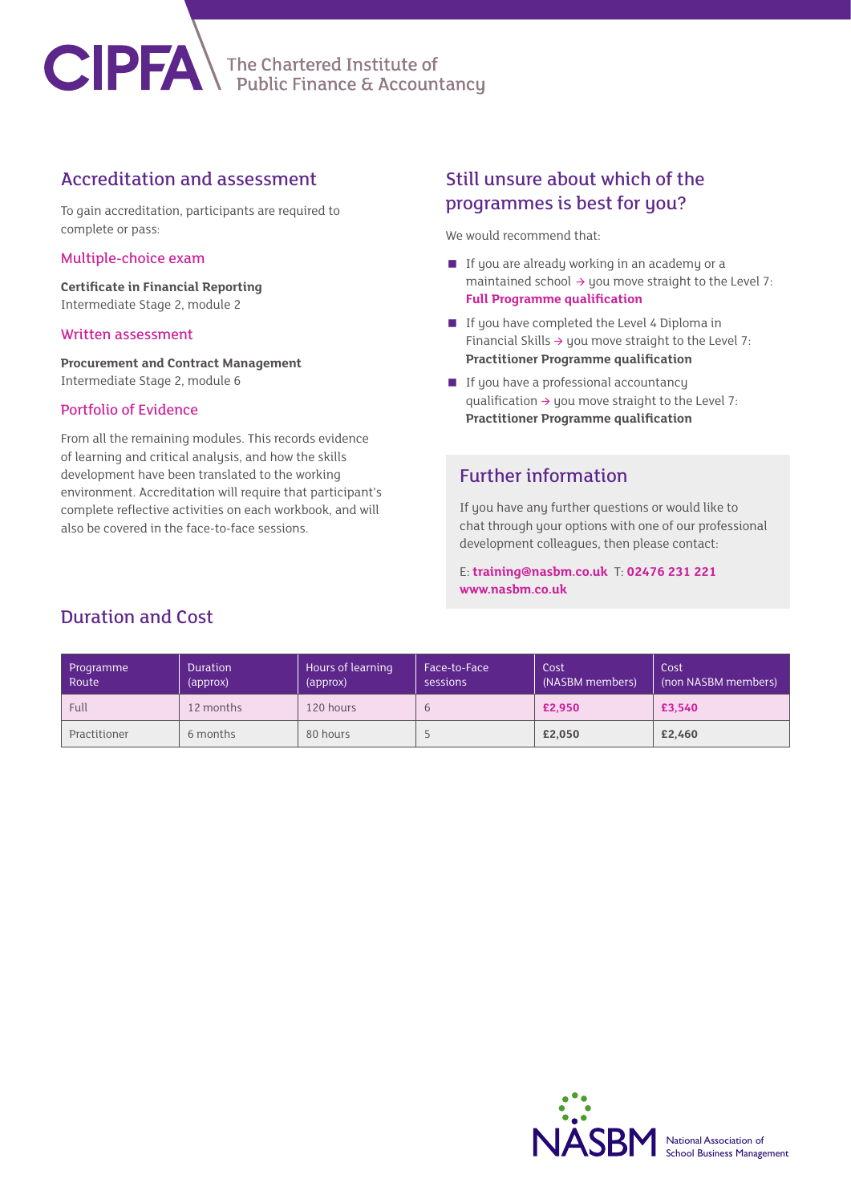CIPFA The Chartered Institute of Public Finance & Accountancy

## Accreditation and assessment

To gain accreditation, participants are required to complete or pass:

### Multiple-choice exam

**Certificate in Financial Reporting**
Intermediate Stage 2, module 2

### Written assessment

**Procurement and Contract Management**
Intermediate Stage 2, module 6

### Portfolio of Evidence

From all the remaining modules. This records evidence of learning and critical analysis, and how the skills development have been translated to the working environment. Accreditation will require that participant's complete reflective activities on each workbook, and will also be covered in the face-to-face sessions.

## Still unsure about which of the programmes is best for you?

We would recommend that:

- If you are already working in an academy or a maintained school → you move straight to the Level 7: **Full Programme qualification**
- If you have completed the Level 4 Diploma in Financial Skills → you move straight to the Level 7: **Practitioner Programme qualification**
- If you have a professional accountancy qualification → you move straight to the Level 7: **Practitioner Programme qualification**

## Further information

If you have any further questions or would like to chat through your options with one of our professional development colleagues, then please contact:

E: **training@nasbm.co.uk** T: **02476 231 221**
**www.nasbm.co.uk**

## Duration and Cost

| Programme Route | Duration (approx) | Hours of learning (approx) | Face-to-Face sessions | Cost (NASBM members) | Cost (non NASBM members) |
|---|---|---|---|---|---|
| Full | 12 months | 120 hours | 6 | **£2,950** | **£3,540** |
| Practitioner | 6 months | 80 hours | 5 | **£2,050** | **£2,460** |

NASBM National Association of School Business Management